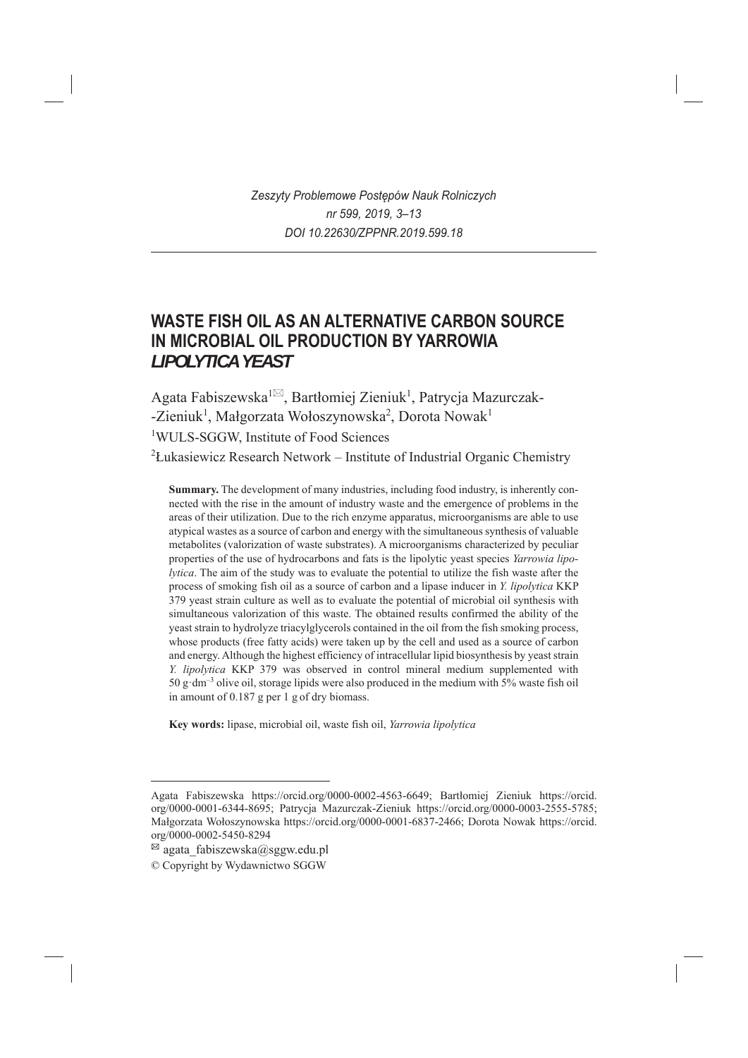*Zeszyty Problemowe Postępów Nauk Rolniczych*
*nr 599, 2019, 3–13*
*DOI 10.22630/ZPPNR.2019.599.18*

# WASTE FISH OIL AS AN ALTERNATIVE CARBON SOURCE IN MICROBIAL OIL PRODUCTION BY YARROWIA *LIPOLYTICA YEAST*

Agata Fabiszewska[1✉], Bartłomiej Zieniuk[1], Patrycja Mazurczak--Zieniuk[1], Małgorzata Wołoszynowska[2], Dorota Nowak[1]

[1]WULS-SGGW, Institute of Food Sciences

[2]Łukasiewicz Research Network – Institute of Industrial Organic Chemistry

**Summary.** The development of many industries, including food industry, is inherently connected with the rise in the amount of industry waste and the emergence of problems in the areas of their utilization. Due to the rich enzyme apparatus, microorganisms are able to use atypical wastes as a source of carbon and energy with the simultaneous synthesis of valuable metabolites (valorization of waste substrates). A microorganisms characterized by peculiar properties of the use of hydrocarbons and fats is the lipolytic yeast species *Yarrowia lipolytica*. The aim of the study was to evaluate the potential to utilize the fish waste after the process of smoking fish oil as a source of carbon and a lipase inducer in *Y. lipolytica* KKP 379 yeast strain culture as well as to evaluate the potential of microbial oil synthesis with simultaneous valorization of this waste. The obtained results confirmed the ability of the yeast strain to hydrolyze triacylglycerols contained in the oil from the fish smoking process, whose products (free fatty acids) were taken up by the cell and used as a source of carbon and energy. Although the highest efficiency of intracellular lipid biosynthesis by yeast strain *Y. lipolytica* KKP 379 was observed in control mineral medium supplemented with 50 $g \cdot dm^{-3}$ olive oil, storage lipids were also produced in the medium with 5% waste fish oil in amount of 0.187 g per 1 g of dry biomass.

**Key words:** lipase, microbial oil, waste fish oil, *Yarrowia lipolytica*

---

Agata Fabiszewska https://orcid.org/0000-0002-4563-6649; Bartłomiej Zieniuk https://orcid.org/0000-0001-6344-8695; Patrycja Mazurczak-Zieniuk https://orcid.org/0000-0003-2555-5785; Małgorzata Wołoszynowska https://orcid.org/0000-0001-6837-2466; Dorota Nowak https://orcid.org/0000-0002-5450-8294

✉ agata_fabiszewska@sggw.edu.pl

© Copyright by Wydawnictwo SGGW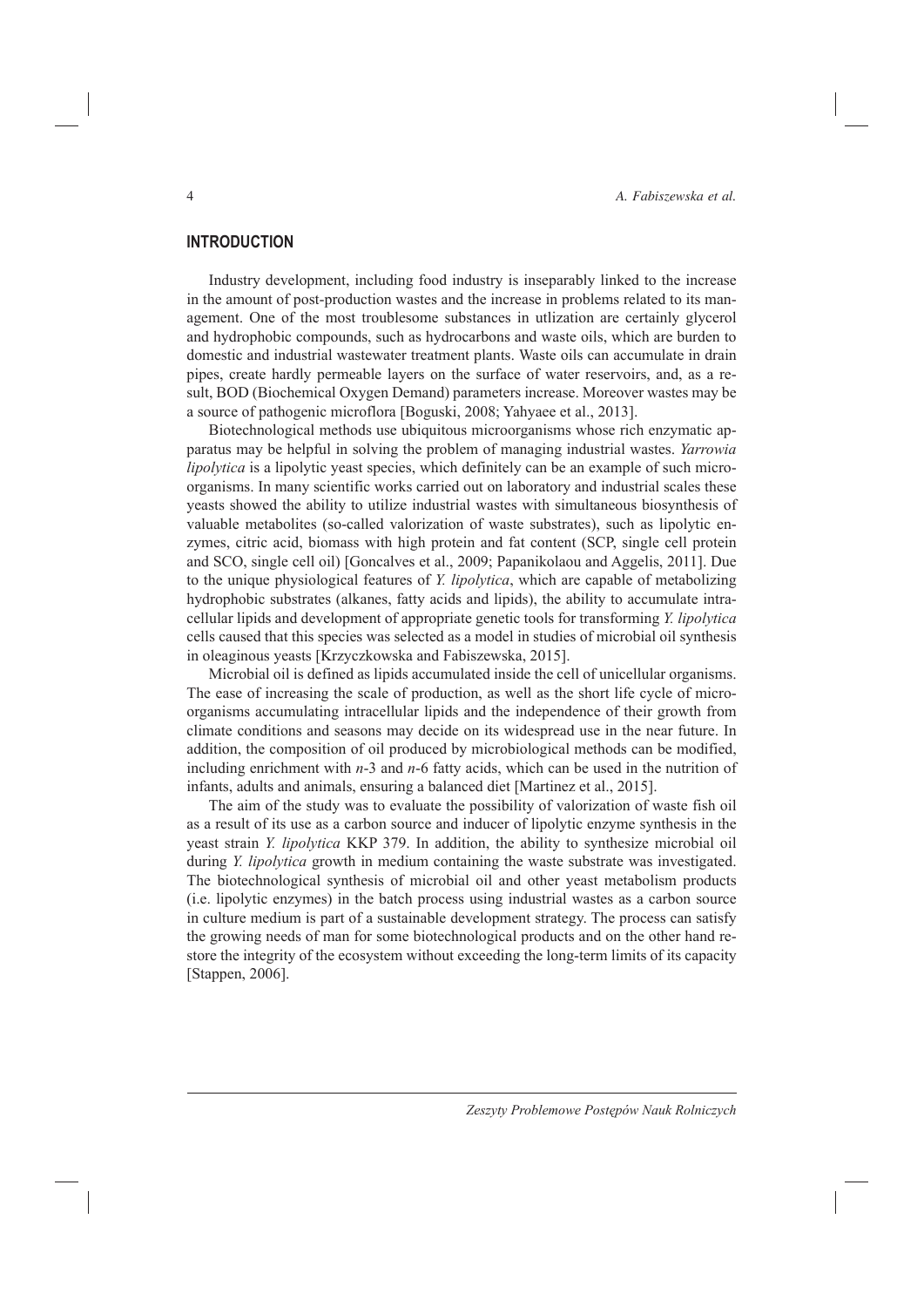## INTRODUCTION

Industry development, including food industry is inseparably linked to the increase in the amount of post-production wastes and the increase in problems related to its management. One of the most troublesome substances in utlization are certainly glycerol and hydrophobic compounds, such as hydrocarbons and waste oils, which are burden to domestic and industrial wastewater treatment plants. Waste oils can accumulate in drain pipes, create hardly permeable layers on the surface of water reservoirs, and, as a result, BOD (Biochemical Oxygen Demand) parameters increase. Moreover wastes may be a source of pathogenic microflora [Boguski, 2008; Yahyaee et al., 2013].

Biotechnological methods use ubiquitous microorganisms whose rich enzymatic apparatus may be helpful in solving the problem of managing industrial wastes. *Yarrowia lipolytica* is a lipolytic yeast species, which definitely can be an example of such microorganisms. In many scientific works carried out on laboratory and industrial scales these yeasts showed the ability to utilize industrial wastes with simultaneous biosynthesis of valuable metabolites (so-called valorization of waste substrates), such as lipolytic enzymes, citric acid, biomass with high protein and fat content (SCP, single cell protein and SCO, single cell oil) [Goncalves et al., 2009; Papanikolaou and Aggelis, 2011]. Due to the unique physiological features of *Y. lipolytica*, which are capable of metabolizing hydrophobic substrates (alkanes, fatty acids and lipids), the ability to accumulate intracellular lipids and development of appropriate genetic tools for transforming *Y. lipolytica* cells caused that this species was selected as a model in studies of microbial oil synthesis in oleaginous yeasts [Krzyczkowska and Fabiszewska, 2015].

Microbial oil is defined as lipids accumulated inside the cell of unicellular organisms. The ease of increasing the scale of production, as well as the short life cycle of microorganisms accumulating intracellular lipids and the independence of their growth from climate conditions and seasons may decide on its widespread use in the near future. In addition, the composition of oil produced by microbiological methods can be modified, including enrichment with *n*-3 and *n*-6 fatty acids, which can be used in the nutrition of infants, adults and animals, ensuring a balanced diet [Martinez et al., 2015].

The aim of the study was to evaluate the possibility of valorization of waste fish oil as a result of its use as a carbon source and inducer of lipolytic enzyme synthesis in the yeast strain *Y. lipolytica* KKP 379. In addition, the ability to synthesize microbial oil during *Y. lipolytica* growth in medium containing the waste substrate was investigated. The biotechnological synthesis of microbial oil and other yeast metabolism products (i.e. lipolytic enzymes) in the batch process using industrial wastes as a carbon source in culture medium is part of a sustainable development strategy. The process can satisfy the growing needs of man for some biotechnological products and on the other hand restore the integrity of the ecosystem without exceeding the long-term limits of its capacity [Stappen, 2006].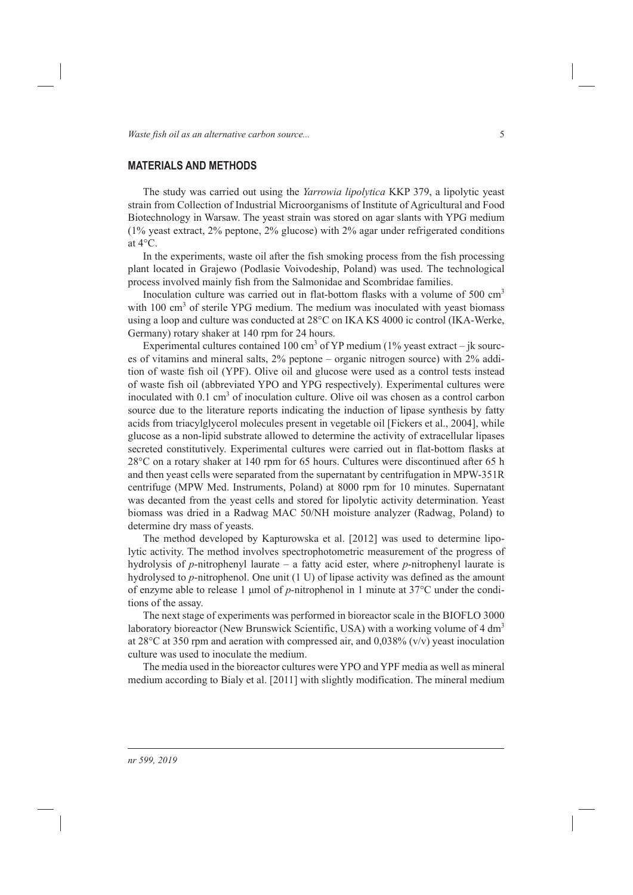## MATERIALS AND METHODS

The study was carried out using the *Yarrowia lipolytica* KKP 379, a lipolytic yeast strain from Collection of Industrial Microorganisms of Institute of Agricultural and Food Biotechnology in Warsaw. The yeast strain was stored on agar slants with YPG medium (1% yeast extract, 2% peptone, 2% glucose) with 2% agar under refrigerated conditions at 4°C.

In the experiments, waste oil after the fish smoking process from the fish processing plant located in Grajewo (Podlasie Voivodeship, Poland) was used. The technological process involved mainly fish from the Salmonidae and Scombridae families.

Inoculation culture was carried out in flat-bottom flasks with a volume of 500 $cm^3$ with 100 $cm^3$ of sterile YPG medium. The medium was inoculated with yeast biomass using a loop and culture was conducted at 28°C on IKA KS 4000 ic control (IKA-Werke, Germany) rotary shaker at 140 rpm for 24 hours.

Experimental cultures contained 100 $cm^3$ of YP medium (1% yeast extract – jk sources of vitamins and mineral salts, 2% peptone – organic nitrogen source) with 2% addition of waste fish oil (YPF). Olive oil and glucose were used as a control tests instead of waste fish oil (abbreviated YPO and YPG respectively). Experimental cultures were inoculated with 0.1 $cm^3$ of inoculation culture. Olive oil was chosen as a control carbon source due to the literature reports indicating the induction of lipase synthesis by fatty acids from triacylglycerol molecules present in vegetable oil [Fickers et al., 2004], while glucose as a non-lipid substrate allowed to determine the activity of extracellular lipases secreted constitutively. Experimental cultures were carried out in flat-bottom flasks at 28°C on a rotary shaker at 140 rpm for 65 hours. Cultures were discontinued after 65 h and then yeast cells were separated from the supernatant by centrifugation in MPW-351R centrifuge (MPW Med. Instruments, Poland) at 8000 rpm for 10 minutes. Supernatant was decanted from the yeast cells and stored for lipolytic activity determination. Yeast biomass was dried in a Radwag MAC 50/NH moisture analyzer (Radwag, Poland) to determine dry mass of yeasts.

The method developed by Kapturowska et al. [2012] was used to determine lipolytic activity. The method involves spectrophotometric measurement of the progress of hydrolysis of *p*-nitrophenyl laurate – a fatty acid ester, where *p*-nitrophenyl laurate is hydrolysed to *p*-nitrophenol. One unit (1 U) of lipase activity was defined as the amount of enzyme able to release 1 μmol of *p*-nitrophenol in 1 minute at 37°C under the conditions of the assay.

The next stage of experiments was performed in bioreactor scale in the BIOFLO 3000 laboratory bioreactor (New Brunswick Scientific, USA) with a working volume of 4 $dm^3$ at 28°C at 350 rpm and aeration with compressed air, and 0,038% (v/v) yeast inoculation culture was used to inoculate the medium.

The media used in the bioreactor cultures were YPO and YPF media as well as mineral medium according to Bialy et al. [2011] with slightly modification. The mineral medium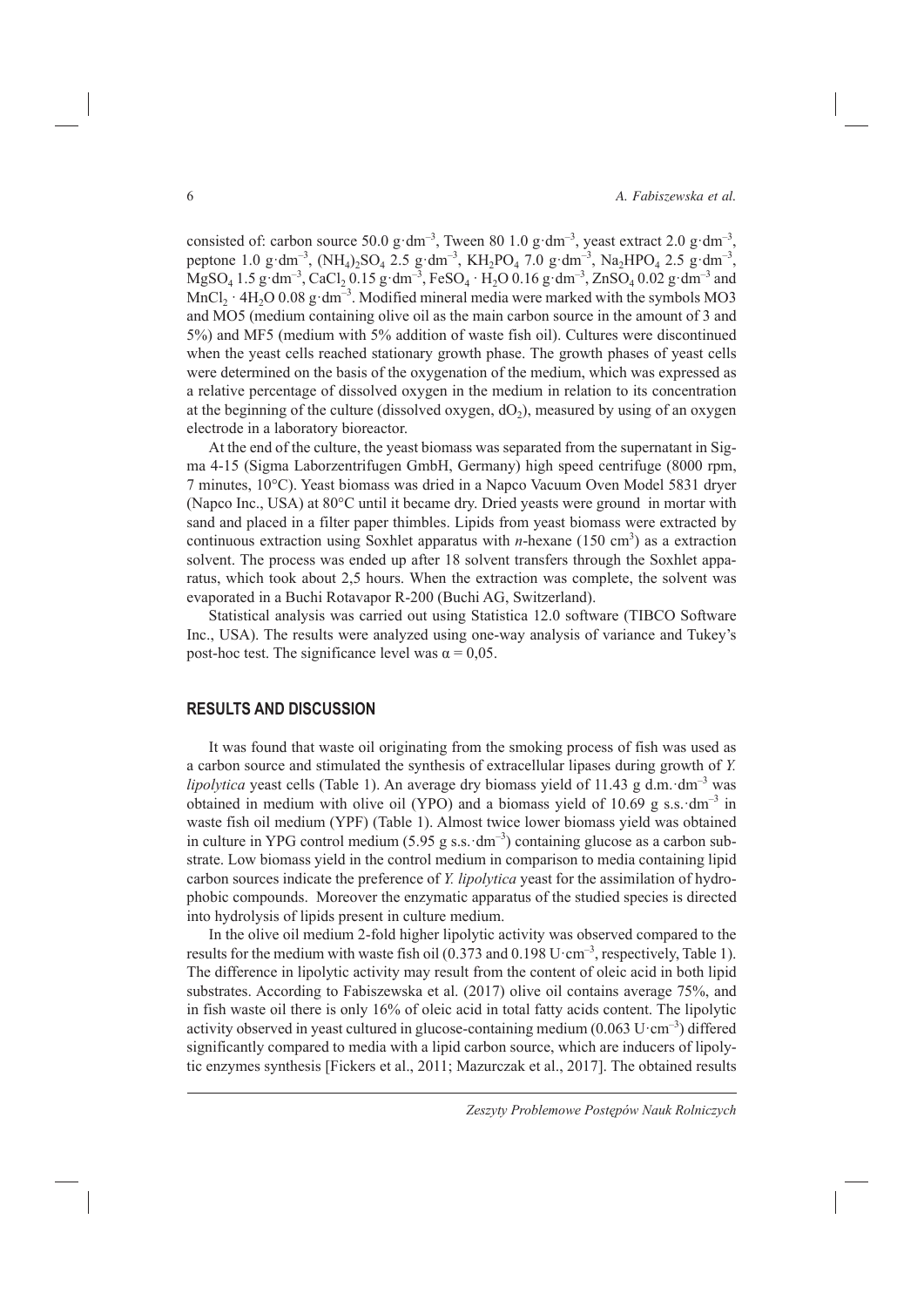consisted of: carbon source 50.0 g·dm$^{-3}$, Tween 80 1.0 g·dm$^{-3}$, yeast extract 2.0 g·dm$^{-3}$, peptone 1.0 g·dm$^{-3}$, $(NH_4)_2SO_4$ 2.5 g·dm$^{-3}$, $KH_2PO_4$ 7.0 g·dm$^{-3}$, $Na_2HPO_4$ 2.5 g·dm$^{-3}$, $MgSO_4$ 1.5 g·dm$^{-3}$, $CaCl_2$ 0.15 g·dm$^{-3}$, $FeSO_4 \cdot H_2O$ 0.16 g·dm$^{-3}$, $ZnSO_4$ 0.02 g·dm$^{-3}$ and $MnCl_2 \cdot 4H_2O$ 0.08 g·dm$^{-3}$. Modified mineral media were marked with the symbols MO3 and MO5 (medium containing olive oil as the main carbon source in the amount of 3 and 5%) and MF5 (medium with 5% addition of waste fish oil). Cultures were discontinued when the yeast cells reached stationary growth phase. The growth phases of yeast cells were determined on the basis of the oxygenation of the medium, which was expressed as a relative percentage of dissolved oxygen in the medium in relation to its concentration at the beginning of the culture (dissolved oxygen, $dO_2$), measured by using of an oxygen electrode in a laboratory bioreactor.

At the end of the culture, the yeast biomass was separated from the supernatant in Sigma 4-15 (Sigma Laborzentrifugen GmbH, Germany) high speed centrifuge (8000 rpm, 7 minutes, 10°C). Yeast biomass was dried in a Napco Vacuum Oven Model 5831 dryer (Napco Inc., USA) at 80°C until it became dry. Dried yeasts were ground in mortar with sand and placed in a filter paper thimbles. Lipids from yeast biomass were extracted by continuous extraction using Soxhlet apparatus with *n*-hexane (150 cm$^3$) as a extraction solvent. The process was ended up after 18 solvent transfers through the Soxhlet apparatus, which took about 2,5 hours. When the extraction was complete, the solvent was evaporated in a Buchi Rotavapor R-200 (Buchi AG, Switzerland).

Statistical analysis was carried out using Statistica 12.0 software (TIBCO Software Inc., USA). The results were analyzed using one-way analysis of variance and Tukey's post-hoc test. The significance level was $\alpha = 0{,}05$.

## RESULTS AND DISCUSSION

It was found that waste oil originating from the smoking process of fish was used as a carbon source and stimulated the synthesis of extracellular lipases during growth of *Y. lipolytica* yeast cells (Table 1). An average dry biomass yield of 11.43 g d.m.·dm$^{-3}$ was obtained in medium with olive oil (YPO) and a biomass yield of 10.69 g s.s.·dm$^{-3}$ in waste fish oil medium (YPF) (Table 1). Almost twice lower biomass yield was obtained in culture in YPG control medium (5.95 g s.s.·dm$^{-3}$) containing glucose as a carbon substrate. Low biomass yield in the control medium in comparison to media containing lipid carbon sources indicate the preference of *Y. lipolytica* yeast for the assimilation of hydrophobic compounds. Moreover the enzymatic apparatus of the studied species is directed into hydrolysis of lipids present in culture medium.

In the olive oil medium 2-fold higher lipolytic activity was observed compared to the results for the medium with waste fish oil (0.373 and 0.198 U·cm$^{-3}$, respectively, Table 1). The difference in lipolytic activity may result from the content of oleic acid in both lipid substrates. According to Fabiszewska et al. (2017) olive oil contains average 75%, and in fish waste oil there is only 16% of oleic acid in total fatty acids content. The lipolytic activity observed in yeast cultured in glucose-containing medium (0.063 U·cm$^{-3}$) differed significantly compared to media with a lipid carbon source, which are inducers of lipolytic enzymes synthesis [Fickers et al., 2011; Mazurczak et al., 2017]. The obtained results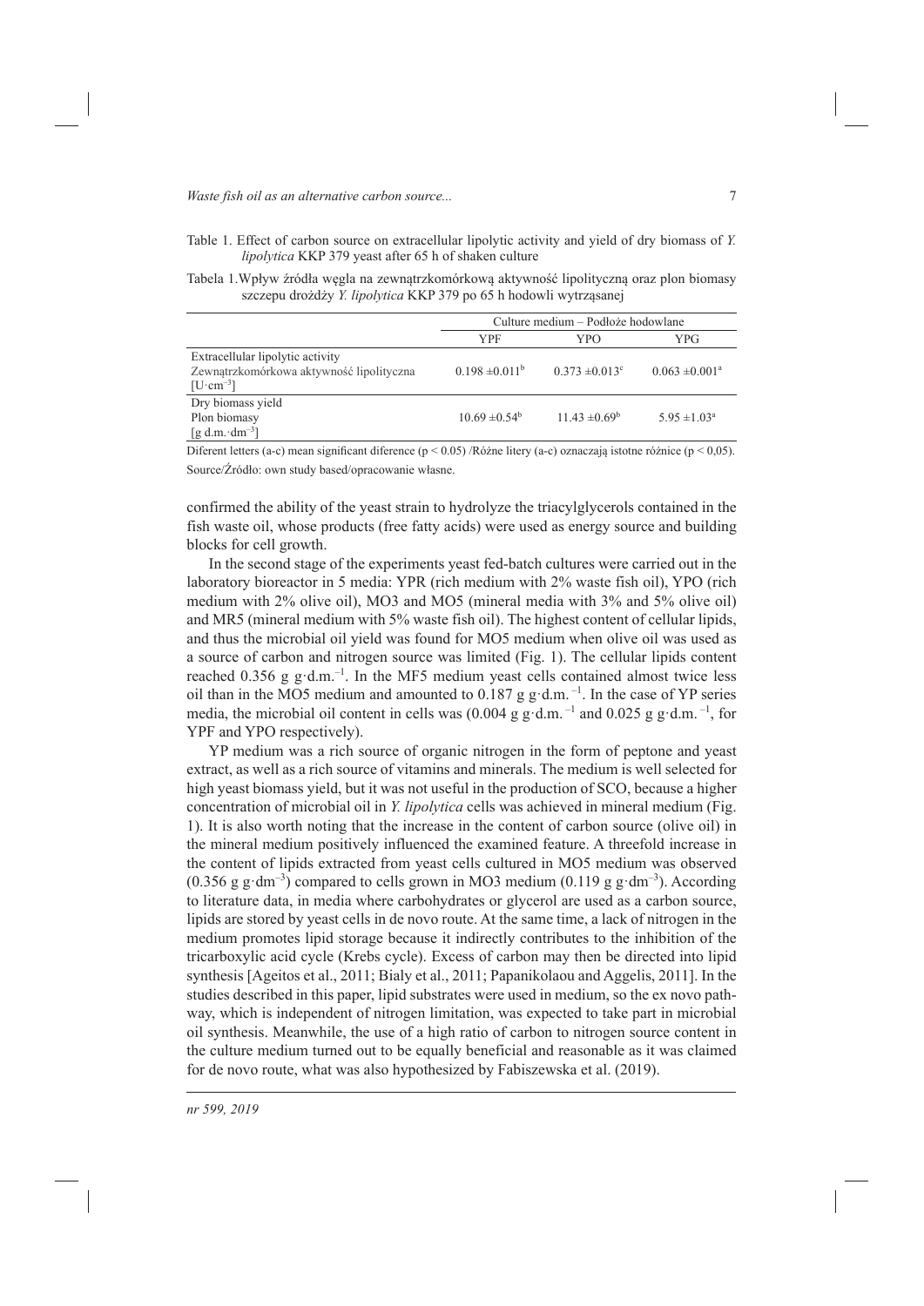Table 1. Effect of carbon source on extracellular lipolytic activity and yield of dry biomass of *Y. lipolytica* KKP 379 yeast after 65 h of shaken culture

Tabela 1.Wpływ źródła węgla na zewnątrzkomórkową aktywność lipolityczną oraz plon biomasy szczepu drożdży *Y. lipolytica* KKP 379 po 65 h hodowli wytrząsanej

| | Culture medium – Podłoże hodowlane | | |
|---|---|---|---|
| | YPF | YPO | YPG |
| Extracellular lipolytic activity Zewnątrzkomórkowa aktywność lipolityczna [$U \cdot cm^{-3}$] | $0.198 \pm 0.011^{b}$ | $0.373 \pm 0.013^{c}$ | $0.063 \pm 0.001^{a}$ |
| Dry biomass yield Plon biomasy [$g\ d.m. \cdot dm^{-3}$] | $10.69 \pm 0.54^{b}$ | $11.43 \pm 0.69^{b}$ | $5.95 \pm 1.03^{a}$ |

Diferent letters (a-c) mean significant diference ($p < 0.05$) /Różne litery (a-c) oznaczają istotne różnice ($p < 0,05$).

Source/Źródło: own study based/opracowanie własne.

confirmed the ability of the yeast strain to hydrolyze the triacylglycerols contained in the fish waste oil, whose products (free fatty acids) were used as energy source and building blocks for cell growth.

In the second stage of the experiments yeast fed-batch cultures were carried out in the laboratory bioreactor in 5 media: YPR (rich medium with 2% waste fish oil), YPO (rich medium with 2% olive oil), MO3 and MO5 (mineral media with 3% and 5% olive oil) and MR5 (mineral medium with 5% waste fish oil). The highest content of cellular lipids, and thus the microbial oil yield was found for MO5 medium when olive oil was used as a source of carbon and nitrogen source was limited (Fig. 1). The cellular lipids content reached 0.356 $g \cdot g\ d.m.^{-1}$. In the MF5 medium yeast cells contained almost twice less oil than in the MO5 medium and amounted to 0.187 $g \cdot g\ d.m.^{-1}$. In the case of YP series media, the microbial oil content in cells was (0.004 $g \cdot g\ d.m.^{-1}$ and 0.025 $g \cdot g\ d.m.^{-1}$, for YPF and YPO respectively).

YP medium was a rich source of organic nitrogen in the form of peptone and yeast extract, as well as a rich source of vitamins and minerals. The medium is well selected for high yeast biomass yield, but it was not useful in the production of SCO, because a higher concentration of microbial oil in *Y. lipolytica* cells was achieved in mineral medium (Fig. 1). It is also worth noting that the increase in the content of carbon source (olive oil) in the mineral medium positively influenced the examined feature. A threefold increase in the content of lipids extracted from yeast cells cultured in MO5 medium was observed (0.356 $g \cdot g \cdot dm^{-3}$) compared to cells grown in MO3 medium (0.119 $g \cdot g \cdot dm^{-3}$). According to literature data, in media where carbohydrates or glycerol are used as a carbon source, lipids are stored by yeast cells in de novo route. At the same time, a lack of nitrogen in the medium promotes lipid storage because it indirectly contributes to the inhibition of the tricarboxylic acid cycle (Krebs cycle). Excess of carbon may then be directed into lipid synthesis [Ageitos et al., 2011; Bialy et al., 2011; Papanikolaou and Aggelis, 2011]. In the studies described in this paper, lipid substrates were used in medium, so the ex novo pathway, which is independent of nitrogen limitation, was expected to take part in microbial oil synthesis. Meanwhile, the use of a high ratio of carbon to nitrogen source content in the culture medium turned out to be equally beneficial and reasonable as it was claimed for de novo route, what was also hypothesized by Fabiszewska et al. (2019).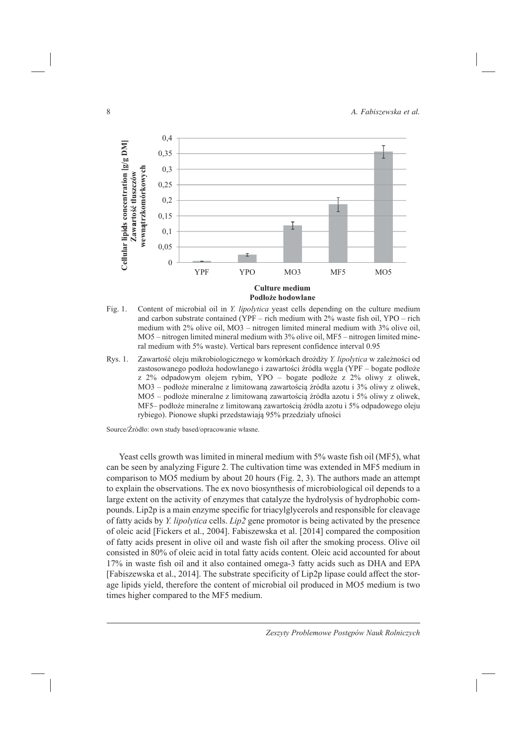Cellular lipids concentration [g/g DM]
Zawartość tłuszczów wewnątrzkomórkowych

0,4
0,35
0,3
0,25
0,2
0,15
0,1
0,05
0

YPF YPO MO3 MF5 MO5

Culture medium
Podłoże hodowlane

Fig. 1. Content of microbial oil in *Y. lipolytica* yeast cells depending on the culture medium and carbon substrate contained (YPF – rich medium with 2% waste fish oil, YPO – rich medium with 2% olive oil, MO3 – nitrogen limited mineral medium with 3% olive oil, MO5 – nitrogen limited mineral medium with 3% olive oil, MF5 – nitrogen limited mineral medium with 5% waste). Vertical bars represent confidence interval 0.95

Rys. 1. Zawartość oleju mikrobiologicznego w komórkach drożdży *Y. lipolytica* w zależności od zastosowanego podłoża hodowlanego i zawartości źródła węgla (YPF – bogate podłoże z 2% odpadowym olejem rybim, YPO – bogate podłoże z 2% oliwy z oliwek, MO3 – podłoże mineralne z limitowaną zawartością źródła azotu i 3% oliwy z oliwek, MO5 – podłoże mineralne z limitowaną zawartością źródła azotu i 5% oliwy z oliwek, MF5– podłoże mineralne z limitowaną zawartością źródła azotu i 5% odpadowego oleju rybiego). Pionowe słupki przedstawiają 95% przedziały ufności

Source/Źródło: own study based/opracowanie własne.

Yeast cells growth was limited in mineral medium with 5% waste fish oil (MF5), what can be seen by analyzing Figure 2. The cultivation time was extended in MF5 medium in comparison to MO5 medium by about 20 hours (Fig. 2, 3). The authors made an attempt to explain the observations. The ex novo biosynthesis of microbiological oil depends to a large extent on the activity of enzymes that catalyze the hydrolysis of hydrophobic compounds. Lip2p is a main enzyme specific for triacylglycerols and responsible for cleavage of fatty acids by *Y. lipolytica* cells. *Lip2* gene promotor is being activated by the presence of oleic acid [Fickers et al., 2004]. Fabiszewska et al. [2014] compared the composition of fatty acids present in olive oil and waste fish oil after the smoking process. Olive oil consisted in 80% of oleic acid in total fatty acids content. Oleic acid accounted for about 17% in waste fish oil and it also contained omega-3 fatty acids such as DHA and EPA [Fabiszewska et al., 2014]. The substrate specificity of Lip2p lipase could affect the storage lipids yield, therefore the content of microbial oil produced in MO5 medium is two times higher compared to the MF5 medium.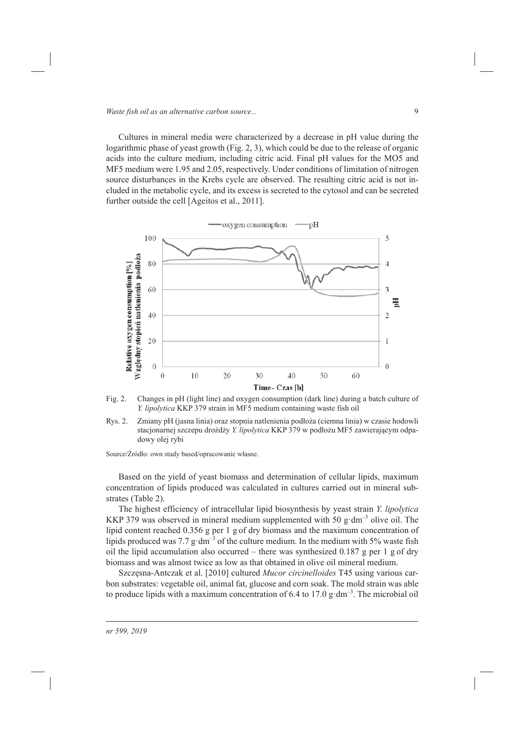Cultures in mineral media were characterized by a decrease in pH value during the logarithmic phase of yeast growth (Fig. 2, 3), which could be due to the release of organic acids into the culture medium, including citric acid. Final pH values for the MO5 and MF5 medium were 1.95 and 2.05, respectively. Under conditions of limitation of nitrogen source disturbances in the Krebs cycle are observed. The resulting citric acid is not included in the metabolic cycle, and its excess is secreted to the cytosol and can be secreted further outside the cell [Ageitos et al., 2011].

Fig. 2. Changes in pH (light line) and oxygen consumption (dark line) during a batch culture of *Y. lipolytica* KKP 379 strain in MF5 medium containing waste fish oil

Rys. 2. Zmiany pH (jasna linia) oraz stopnia natlenienia podłoża (ciemna linia) w czasie hodowli stacjonarnej szczepu drożdży *Y. lipolytica* KKP 379 w podłożu MF5 zawierającym odpadowy olej rybi

Source/Źródło: own study based/opracowanie własne.

Based on the yield of yeast biomass and determination of cellular lipids, maximum concentration of lipids produced was calculated in cultures carried out in mineral substrates (Table 2).

The highest efficiency of intracellular lipid biosynthesis by yeast strain *Y. lipolytica* KKP 379 was observed in mineral medium supplemented with 50 $g \cdot dm^{-3}$ olive oil. The lipid content reached 0.356 g per 1 g of dry biomass and the maximum concentration of lipids produced was 7.7 $g \cdot dm^{-3}$ of the culture medium. In the medium with 5% waste fish oil the lipid accumulation also occurred – there was synthesized 0.187 g per 1 g of dry biomass and was almost twice as low as that obtained in olive oil mineral medium.

Szczęsna-Antczak et al. [2010] cultured *Mucor circinelloides* T45 using various carbon substrates: vegetable oil, animal fat, glucose and corn soak. The mold strain was able to produce lipids with a maximum concentration of 6.4 to 17.0 $g \cdot dm^{-3}$. The microbial oil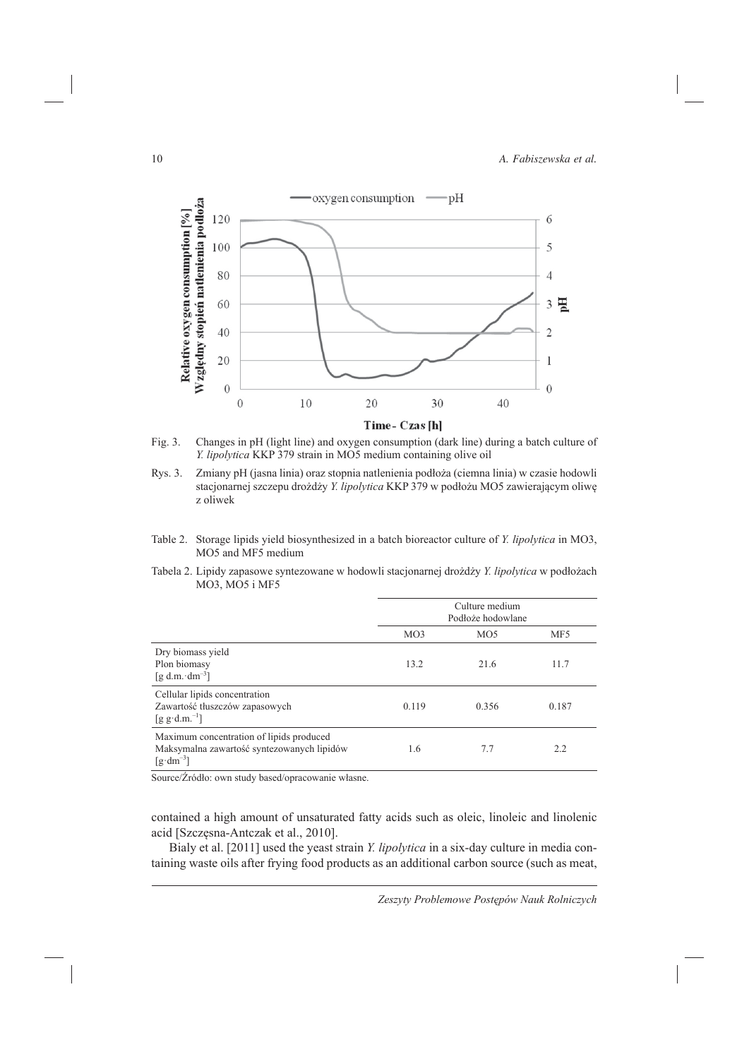oxygen consumption
pH

Relative oxygen consumption [%]
Względny stopień natlenienia podłoża

120
100
80
60
40
20
0

6
5
4
3
2
1
0

pH

0
10
20
30
40

Time - Czas [h]

Fig. 3. Changes in pH (light line) and oxygen consumption (dark line) during a batch culture of *Y. lipolytica* KKP 379 strain in MO5 medium containing olive oil

Rys. 3. Zmiany pH (jasna linia) oraz stopnia natlenienia podłoża (ciemna linia) w czasie hodowli stacjonarnej szczepu drożdży *Y. lipolytica* KKP 379 w podłożu MO5 zawierającym oliwę z oliwek

Table 2. Storage lipids yield biosynthesized in a batch bioreactor culture of *Y. lipolytica* in MO3, MO5 and MF5 medium

Tabela 2. Lipidy zapasowe syntezowane w hodowli stacjonarnej drożdży *Y. lipolytica* w podłożach MO3, MO5 i MF5

| | Culture medium<br>Podłoże hodowlane | | |
|---|---|---|---|
| | MO3 | MO5 | MF5 |
| Dry biomass yield<br>Plon biomasy<br>[g d.m.·dm$^{-3}$] | 13.2 | 21.6 | 11.7 |
| Cellular lipids concentration<br>Zawartość tłuszczów zapasowych<br>[g g·d.m.$^{-1}$] | 0.119 | 0.356 | 0.187 |
| Maximum concentration of lipids produced<br>Maksymalna zawartość syntezowanych lipidów<br>[g·dm$^{-3}$] | 1.6 | 7.7 | 2.2 |

Source/Źródło: own study based/opracowanie własne.

contained a high amount of unsaturated fatty acids such as oleic, linoleic and linolenic acid [Szczęsna-Antczak et al., 2010].

Bialy et al. [2011] used the yeast strain *Y. lipolytica* in a six-day culture in media containing waste oils after frying food products as an additional carbon source (such as meat,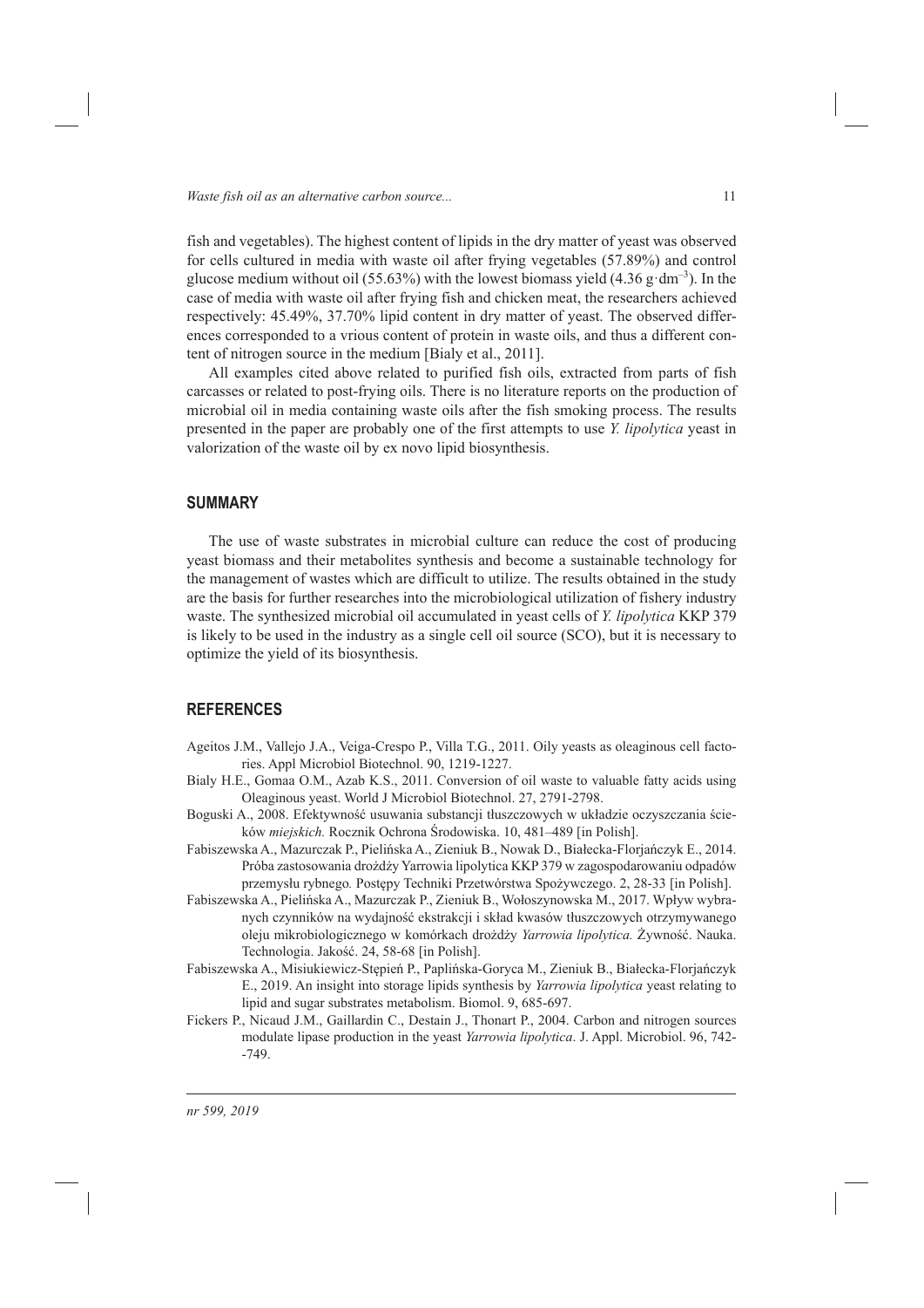fish and vegetables). The highest content of lipids in the dry matter of yeast was observed for cells cultured in media with waste oil after frying vegetables (57.89%) and control glucose medium without oil (55.63%) with the lowest biomass yield (4.36 $g \cdot dm^{-3}$). In the case of media with waste oil after frying fish and chicken meat, the researchers achieved respectively: 45.49%, 37.70% lipid content in dry matter of yeast. The observed differences corresponded to a vrious content of protein in waste oils, and thus a different content of nitrogen source in the medium [Bialy et al., 2011].

All examples cited above related to purified fish oils, extracted from parts of fish carcasses or related to post-frying oils. There is no literature reports on the production of microbial oil in media containing waste oils after the fish smoking process. The results presented in the paper are probably one of the first attempts to use *Y. lipolytica* yeast in valorization of the waste oil by ex novo lipid biosynthesis.

## SUMMARY

The use of waste substrates in microbial culture can reduce the cost of producing yeast biomass and their metabolites synthesis and become a sustainable technology for the management of wastes which are difficult to utilize. The results obtained in the study are the basis for further researches into the microbiological utilization of fishery industry waste. The synthesized microbial oil accumulated in yeast cells of *Y. lipolytica* KKP 379 is likely to be used in the industry as a single cell oil source (SCO), but it is necessary to optimize the yield of its biosynthesis.

## REFERENCES

Ageitos J.M., Vallejo J.A., Veiga-Crespo P., Villa T.G., 2011. Oily yeasts as oleaginous cell factories. Appl Microbiol Biotechnol. 90, 1219-1227.

Bialy H.E., Gomaa O.M., Azab K.S., 2011. Conversion of oil waste to valuable fatty acids using Oleaginous yeast. World J Microbiol Biotechnol. 27, 2791-2798.

Boguski A., 2008. Efektywność usuwania substancji tłuszczowych w układzie oczyszczania ścieków *miejskich.* Rocznik Ochrona Środowiska. 10, 481–489 [in Polish].

Fabiszewska A., Mazurczak P., Pielińska A., Zieniuk B., Nowak D., Białecka-Florjańczyk E., 2014. Próba zastosowania drożdży Yarrowia lipolytica KKP 379 w zagospodarowaniu odpadów przemysłu rybnego*.* Postępy Techniki Przetwórstwa Spożywczego. 2, 28-33 [in Polish].

Fabiszewska A., Pielińska A., Mazurczak P., Zieniuk B., Wołoszynowska M., 2017. Wpływ wybranych czynników na wydajność ekstrakcji i skład kwasów tłuszczowych otrzymywanego oleju mikrobiologicznego w komórkach drożdży *Yarrowia lipolytica.* Żywność. Nauka. Technologia. Jakość. 24, 58-68 [in Polish].

Fabiszewska A., Misiukiewicz-Stępień P., Paplińska-Goryca M., Zieniuk B., Białecka-Florjańczyk E., 2019. An insight into storage lipids synthesis by *Yarrowia lipolytica* yeast relating to lipid and sugar substrates metabolism. Biomol. 9, 685-697.

Fickers P., Nicaud J.M., Gaillardin C., Destain J., Thonart P., 2004. Carbon and nitrogen sources modulate lipase production in the yeast *Yarrowia lipolytica*. J. Appl. Microbiol. 96, 742--749.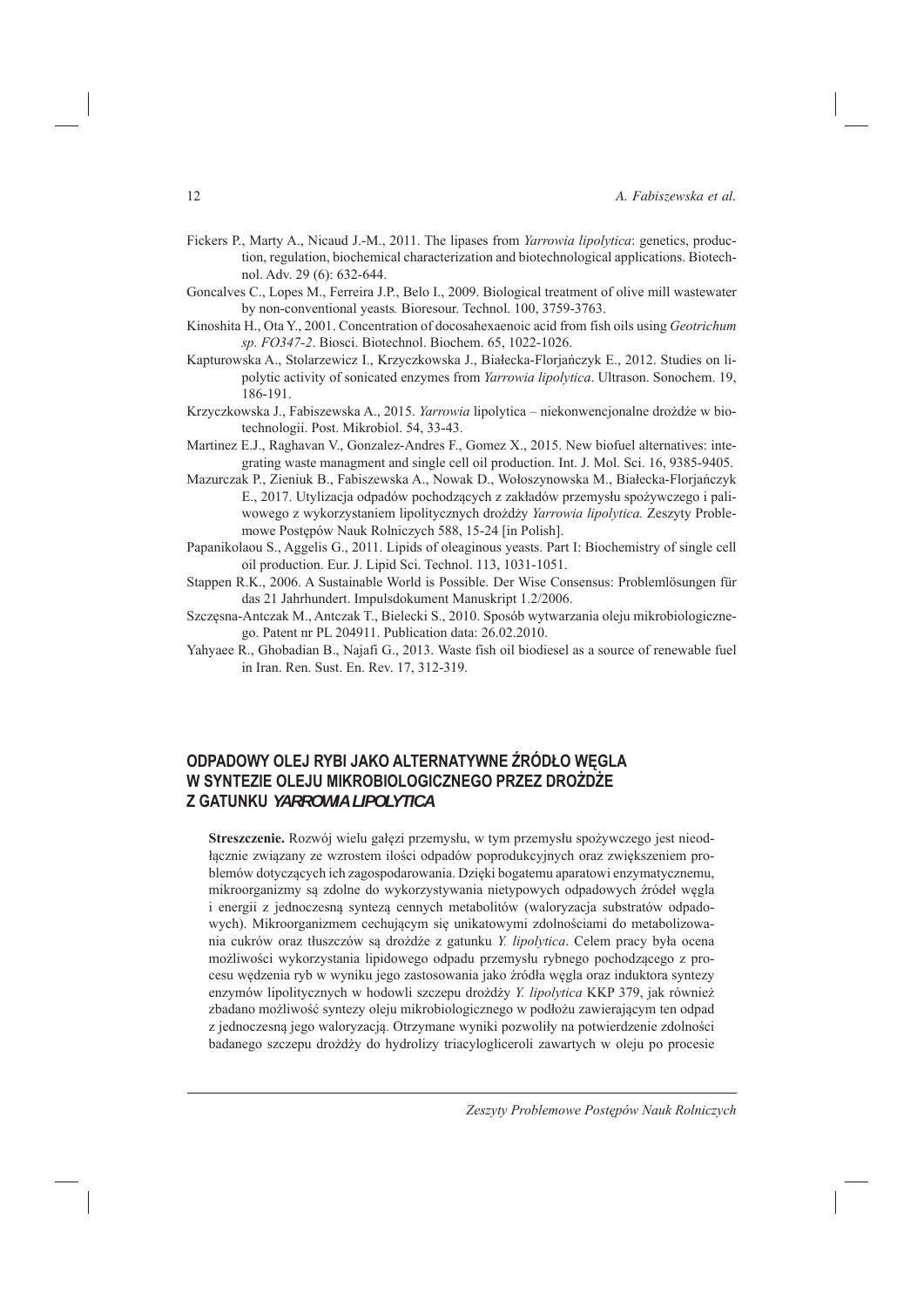Fickers P., Marty A., Nicaud J.-M., 2011. The lipases from *Yarrowia lipolytica*: genetics, production, regulation, biochemical characterization and biotechnological applications. Biotechnol. Adv. 29 (6): 632-644.

Goncalves C., Lopes M., Ferreira J.P., Belo I., 2009. Biological treatment of olive mill wastewater by non-conventional yeasts*.* Bioresour. Technol. 100, 3759-3763.

Kinoshita H., Ota Y., 2001. Concentration of docosahexaenoic acid from fish oils using *Geotrichum sp. FO347-2*. Biosci. Biotechnol. Biochem. 65, 1022-1026.

Kapturowska A., Stolarzewicz I., Krzyczkowska J., Białecka-Florjańczyk E., 2012. Studies on lipolytic activity of sonicated enzymes from *Yarrowia lipolytica*. Ultrason. Sonochem. 19, 186-191.

Krzyczkowska J., Fabiszewska A., 2015. *Yarrowia* lipolytica – niekonwencjonalne drożdże w biotechnologii. Post. Mikrobiol. 54, 33-43.

Martinez E.J., Raghavan V., Gonzalez-Andres F., Gomez X., 2015. New biofuel alternatives: integrating waste managment and single cell oil production. Int. J. Mol. Sci. 16, 9385-9405.

Mazurczak P., Zieniuk B., Fabiszewska A., Nowak D., Wołoszynowska M., Białecka-Florjańczyk E., 2017. Utylizacja odpadów pochodzących z zakładów przemysłu spożywczego i paliwowego z wykorzystaniem lipolitycznych drożdży *Yarrowia lipolytica.* Zeszyty Problemowe Postępów Nauk Rolniczych 588, 15-24 [in Polish].

Papanikolaou S., Aggelis G., 2011. Lipids of oleaginous yeasts. Part I: Biochemistry of single cell oil production. Eur. J. Lipid Sci. Technol. 113, 1031-1051.

Stappen R.K., 2006. A Sustainable World is Possible. Der Wise Consensus: Problemlösungen für das 21 Jahrhundert. Impulsdokument Manuskript 1.2/2006.

Szczęsna-Antczak M., Antczak T., Bielecki S., 2010. Sposób wytwarzania oleju mikrobiologicznego. Patent nr PL 204911. Publication data: 26.02.2010.

Yahyaee R., Ghobadian B., Najafi G., 2013. Waste fish oil biodiesel as a source of renewable fuel in Iran. Ren. Sust. En. Rev. 17, 312-319.

## ODPADOWY OLEJ RYBI JAKO ALTERNATYWNE ŹRÓDŁO WĘGLA W SYNTEZIE OLEJU MIKROBIOLOGICZNEGO PRZEZ DROŻDŻE Z GATUNKU *YARROWIA LIPOLYTICA*

**Streszczenie.** Rozwój wielu gałęzi przemysłu, w tym przemysłu spożywczego jest nieodłącznie związany ze wzrostem ilości odpadów poprodukcyjnych oraz zwiększeniem problemów dotyczących ich zagospodarowania. Dzięki bogatemu aparatowi enzymatycznemu, mikroorganizmy są zdolne do wykorzystywania nietypowych odpadowych źródeł węgla i energii z jednoczesną syntezą cennych metabolitów (waloryzacja substratów odpadowych). Mikroorganizmem cechującym się unikatowymi zdolnościami do metabolizowania cukrów oraz tłuszczów są drożdże z gatunku *Y. lipolytica*. Celem pracy była ocena możliwości wykorzystania lipidowego odpadu przemysłu rybnego pochodzącego z procesu wędzenia ryb w wyniku jego zastosowania jako źródła węgla oraz induktora syntezy enzymów lipolitycznych w hodowli szczepu drożdży *Y. lipolytica* KKP 379, jak również zbadano możliwość syntezy oleju mikrobiologicznego w podłożu zawierającym ten odpad z jednoczesną jego waloryzacją. Otrzymane wyniki pozwoliły na potwierdzenie zdolności badanego szczepu drożdży do hydrolizy triacylogliceroli zawartych w oleju po procesie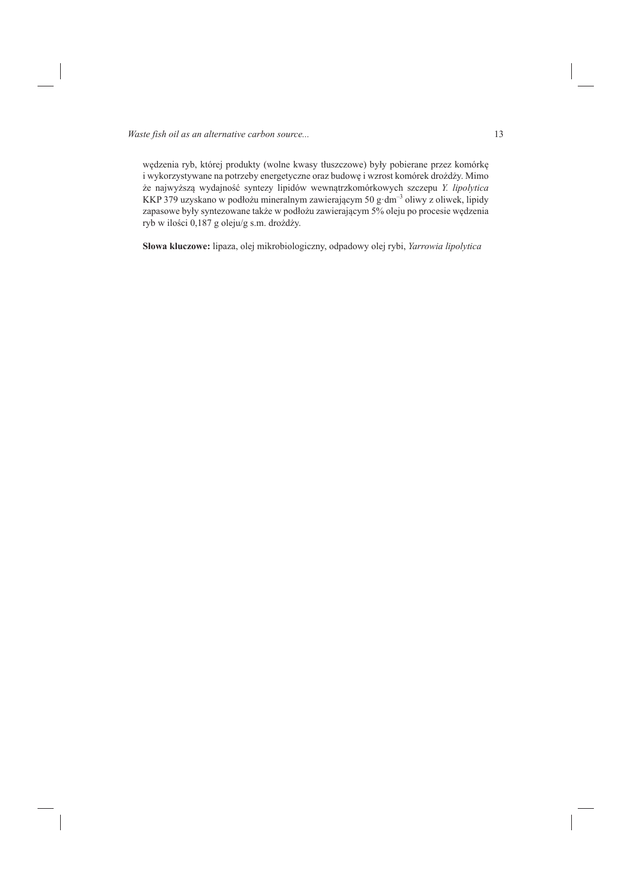wędzenia ryb, której produkty (wolne kwasy tłuszczowe) były pobierane przez komórkę i wykorzystywane na potrzeby energetyczne oraz budowę i wzrost komórek drożdży. Mimo że najwyższą wydajność syntezy lipidów wewnątrzkomórkowych szczepu *Y. lipolytica* KKP 379 uzyskano w podłożu mineralnym zawierającym 50 g·dm$^{-3}$ oliwy z oliwek, lipidy zapasowe były syntezowane także w podłożu zawierającym 5% oleju po procesie wędzenia ryb w ilości 0,187 g oleju/g s.m. drożdży.

**Słowa kluczowe:** lipaza, olej mikrobiologiczny, odpadowy olej rybi, *Yarrowia lipolytica*